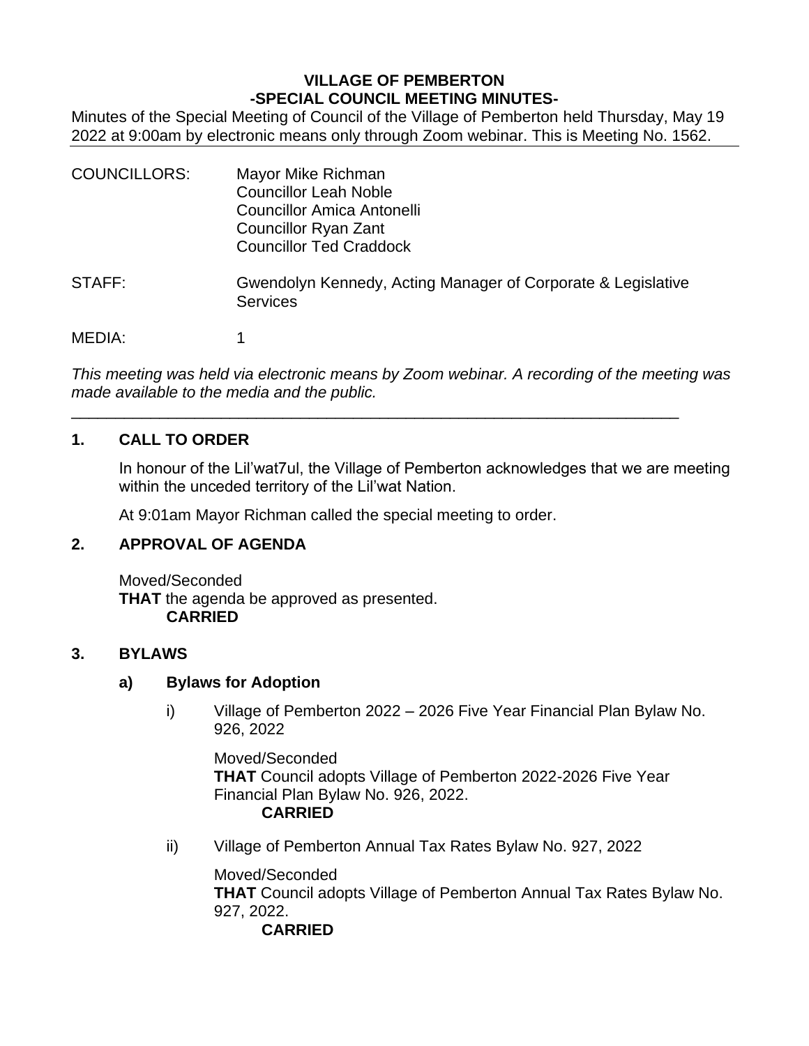**VILLAGE OF PEMBERTON**
**-SPECIAL COUNCIL MEETING MINUTES-**

Minutes of the Special Meeting of Council of the Village of Pemberton held Thursday, May 19 2022 at 9:00am by electronic means only through Zoom webinar. This is Meeting No. 1562.

---

COUNCILLORS: Mayor Mike Richman
Councillor Leah Noble
Councillor Amica Antonelli
Councillor Ryan Zant
Councillor Ted Craddock

STAFF: Gwendolyn Kennedy, Acting Manager of Corporate & Legislative Services

MEDIA: 1

*This meeting was held via electronic means by Zoom webinar. A recording of the meeting was made available to the media and the public.*

---

## 1. CALL TO ORDER

In honour of the Lil'wat7ul, the Village of Pemberton acknowledges that we are meeting within the unceded territory of the Lil'wat Nation.

At 9:01am Mayor Richman called the special meeting to order.

## 2. APPROVAL OF AGENDA

Moved/Seconded
**THAT** the agenda be approved as presented.
**CARRIED**

## 3. BYLAWS

### a) Bylaws for Adoption

i) Village of Pemberton 2022 – 2026 Five Year Financial Plan Bylaw No. 926, 2022

Moved/Seconded
**THAT** Council adopts Village of Pemberton 2022-2026 Five Year Financial Plan Bylaw No. 926, 2022.
**CARRIED**

ii) Village of Pemberton Annual Tax Rates Bylaw No. 927, 2022

Moved/Seconded
**THAT** Council adopts Village of Pemberton Annual Tax Rates Bylaw No. 927, 2022.
**CARRIED**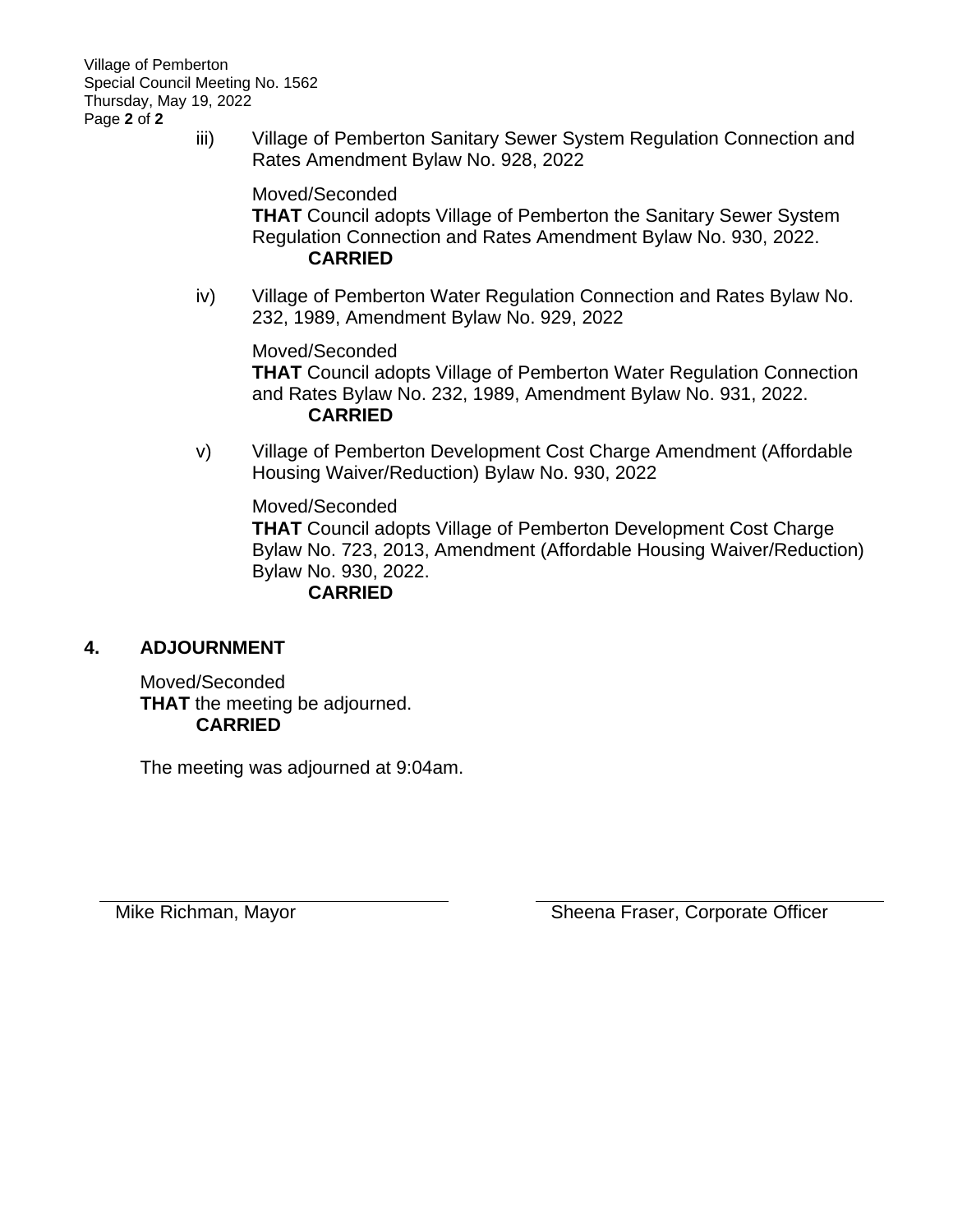iii) Village of Pemberton Sanitary Sewer System Regulation Connection and Rates Amendment Bylaw No. 928, 2022

Moved/Seconded
**THAT** Council adopts Village of Pemberton the Sanitary Sewer System Regulation Connection and Rates Amendment Bylaw No. 930, 2022.
**CARRIED**

iv) Village of Pemberton Water Regulation Connection and Rates Bylaw No. 232, 1989, Amendment Bylaw No. 929, 2022

Moved/Seconded
**THAT** Council adopts Village of Pemberton Water Regulation Connection and Rates Bylaw No. 232, 1989, Amendment Bylaw No. 931, 2022.
**CARRIED**

v) Village of Pemberton Development Cost Charge Amendment (Affordable Housing Waiver/Reduction) Bylaw No. 930, 2022

Moved/Seconded
**THAT** Council adopts Village of Pemberton Development Cost Charge Bylaw No. 723, 2013, Amendment (Affordable Housing Waiver/Reduction) Bylaw No. 930, 2022.
**CARRIED**

## 4. ADJOURNMENT

Moved/Seconded
**THAT** the meeting be adjourned.
**CARRIED**

The meeting was adjourned at 9:04am.

Mike Richman, Mayor

Sheena Fraser, Corporate Officer